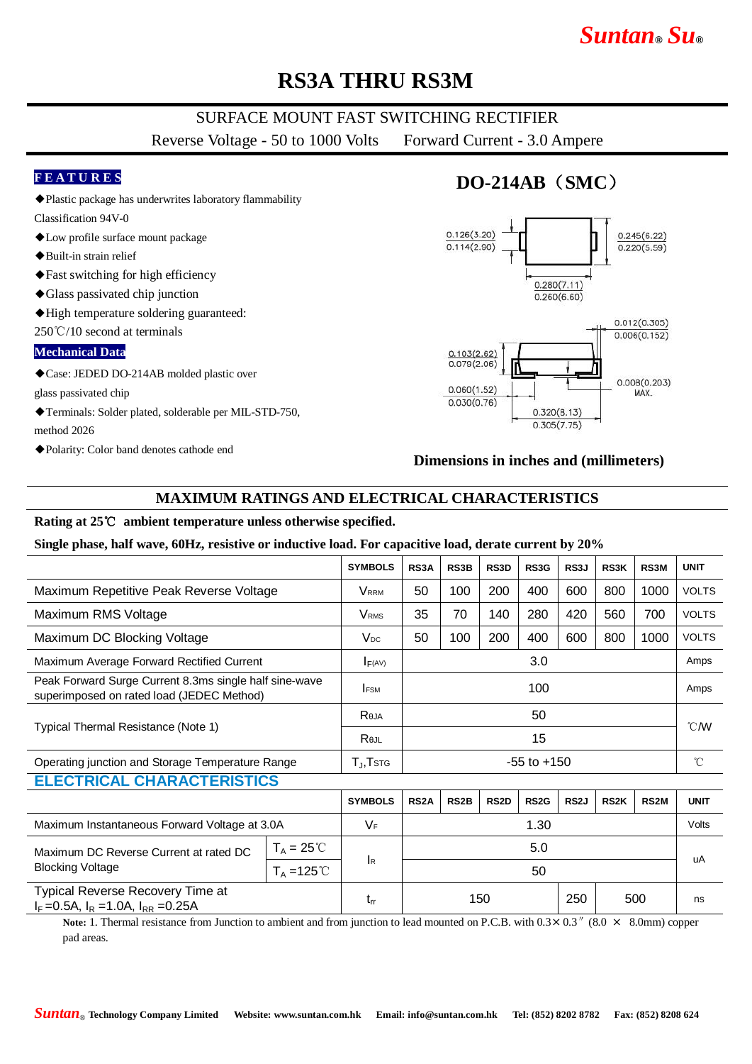# RS3A THRU RS3M

SURFACE MOUNT FAST SWITCHING RECTIFIER

Reverse Voltage - 50 to 1000 Volts     Forward Current - 3.0 Ampere

## FEATURES

◆Plastic package has underwrites laboratory flammability Classification 94V-0

◆Low profile surface mount package

◆Built-in strain relief

◆Fast switching for high efficiency

◆Glass passivated chip junction

◆High temperature soldering guaranteed: 250℃/10 second at terminals

## Mechanical Data

◆Case: JEDEC DO-214AB molded plastic over glass passivated chip

◆Terminals: Solder plated, solderable per MIL-STD-750, method 2026

◆Polarity: Color band denotes cathode end

## DO-214AB（SMC）

0.126(3.20) / 0.114(2.90)

0.245(6.22) / 0.220(5.59)

0.280(7.11) / 0.260(6.60)

0.012(0.305) / 0.006(0.152)

0.103(2.62) / 0.079(2.06)

0.060(1.52) / 0.030(0.76)

0.008(0.203) MAX.

0.320(8.13) / 0.305(7.75)

**Dimensions in inches and (millimeters)**

## MAXIMUM RATINGS AND ELECTRICAL CHARACTERISTICS

**Rating at 25℃ ambient temperature unless otherwise specified.**

**Single phase, half wave, 60Hz, resistive or inductive load. For capacitive load, derate current by 20%**

| | SYMBOLS | RS3A | RS3B | RS3D | RS3G | RS3J | RS3K | RS3M | UNIT |
|---|---|---|---|---|---|---|---|---|---|
| Maximum Repetitive Peak Reverse Voltage | $V_{RRM}$ | 50 | 100 | 200 | 400 | 600 | 800 | 1000 | VOLTS |
| Maximum RMS Voltage | $V_{RMS}$ | 35 | 70 | 140 | 280 | 420 | 560 | 700 | VOLTS |
| Maximum DC Blocking Voltage | $V_{DC}$ | 50 | 100 | 200 | 400 | 600 | 800 | 1000 | VOLTS |
| Maximum Average Forward Rectified Current | $I_{F(AV)}$ | 3.0 | | | | | | | Amps |
| Peak Forward Surge Current 8.3ms single half sine-wave superimposed on rated load (JEDEC Method) | $I_{FSM}$ | 100 | | | | | | | Amps |
| Typical Thermal Resistance (Note 1) | $R_{\theta JA}$ | 50 | | | | | | | ℃/W |
| | $R_{\theta JL}$ | 15 | | | | | | | ℃/W |
| Operating junction and Storage Temperature Range | $T_J$,$T_{STG}$ | -55 to +150 | | | | | | | ℃ |

## ELECTRICAL CHARACTERISTICS

| | | SYMBOLS | RS2A | RS2B | RS2D | RS2G | RS2J | RS2K | RS2M | UNIT |
|---|---|---|---|---|---|---|---|---|---|---|
| Maximum Instantaneous Forward Voltage at 3.0A | | $V_F$ | 1.30 | | | | | | | Volts |
| Maximum DC Reverse Current at rated DC Blocking Voltage | $T_A$ = 25℃ | $I_R$ | 5.0 | | | | | | | uA |
| | $T_A$ =125℃ | | 50 | | | | | | | uA |
| Typical Reverse Recovery Time at $I_F$=0.5A, $I_R$=1.0A, $I_{RR}$=0.25A | | $t_{rr}$ | 150 | | | | 250 | 500 | | ns |

**Note:** 1. Thermal resistance from Junction to ambient and from junction to lead mounted on P.C.B. with 0.3×0.3″ (8.0 × 8.0mm) copper pad areas.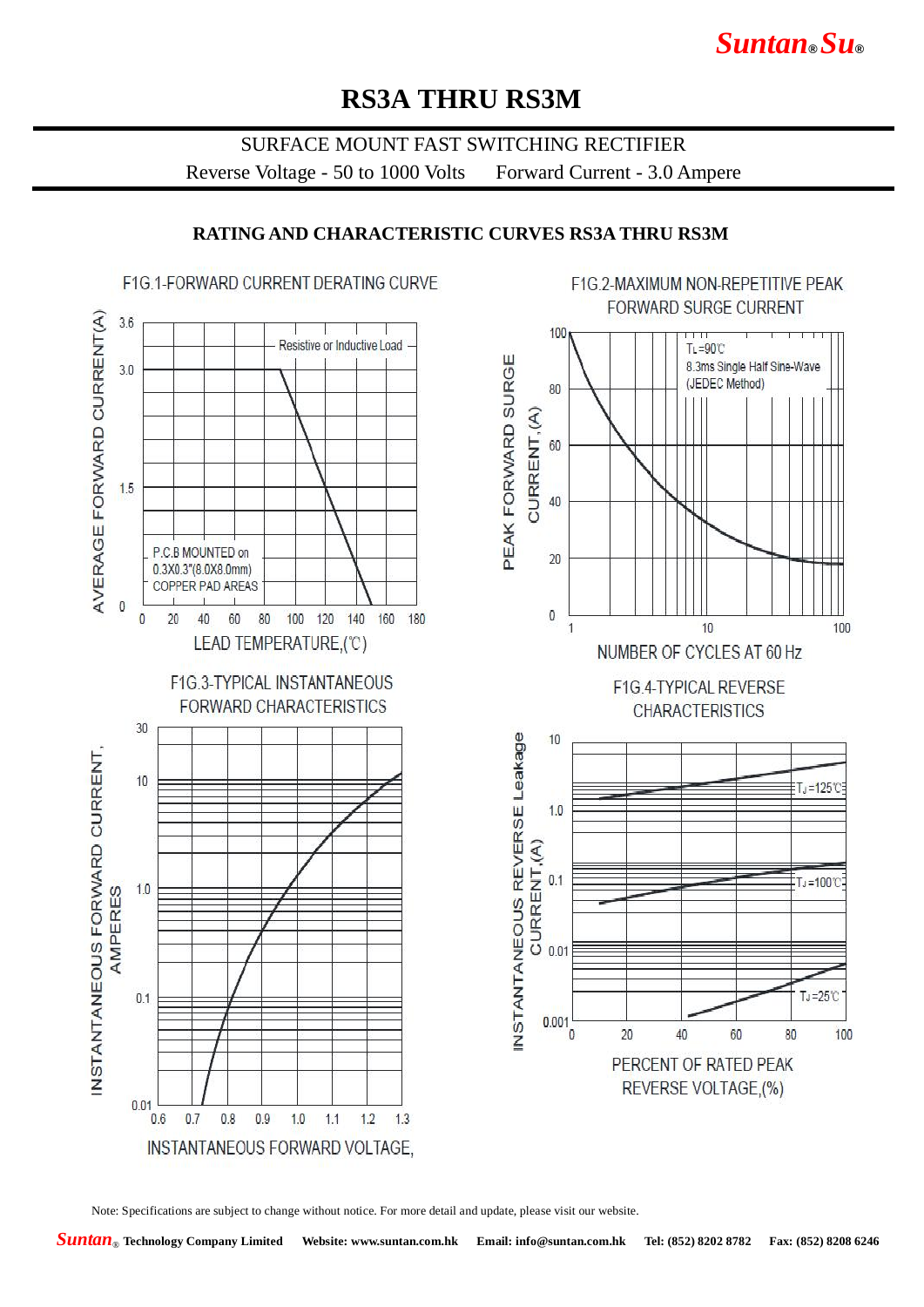# RS3A THRU RS3M

SURFACE MOUNT FAST SWITCHING RECTIFIER

Reverse Voltage - 50 to 1000 Volts Forward Current - 3.0 Ampere

## RATING AND CHARACTERISTIC CURVES RS3A THRU RS3M

F1G.1-FORWARD CURRENT DERATING CURVE

AVERAGE FORWARD CURRENT(A)

3.6
3.0
1.5
0

Resistive or Inductive Load

P.C.B MOUNTED on
0.3X0.3"(8.0X8.0mm)
COPPER PAD AREAS

0 20 40 60 80 100 120 140 160 180

LEAD TEMPERATURE,(℃)

F1G.2-MAXIMUM NON-REPETITIVE PEAK FORWARD SURGE CURRENT

PEAK FORWARD SURGE CURRENT,(A)

100
80
60
40
20
0

$T_L$=90℃
8.3ms Single Half Sine-Wave
(JEDEC Method)

1 10 100

NUMBER OF CYCLES AT 60 Hz

F1G.3-TYPICAL INSTANTANEOUS FORWARD CHARACTERISTICS

INSTANTANEOUS FORWARD CURRENT, AMPERES

30
10
1.0
0.1
0.01

0.6 0.7 0.8 0.9 1.0 1.1 1.2 1.3

INSTANTANEOUS FORWARD VOLTAGE,

F1G.4-TYPICAL REVERSE CHARACTERISTICS

INSTANTANEOUS REVERSE Leakage CURRENT,(A)

10
1.0
0.1
0.01
0.001

$T_J$=125℃
$T_J$=100℃
$T_J$=25℃

0 20 40 60 80 100

PERCENT OF RATED PEAK REVERSE VOLTAGE,(%)

Note: Specifications are subject to change without notice. For more detail and update, please visit our website.